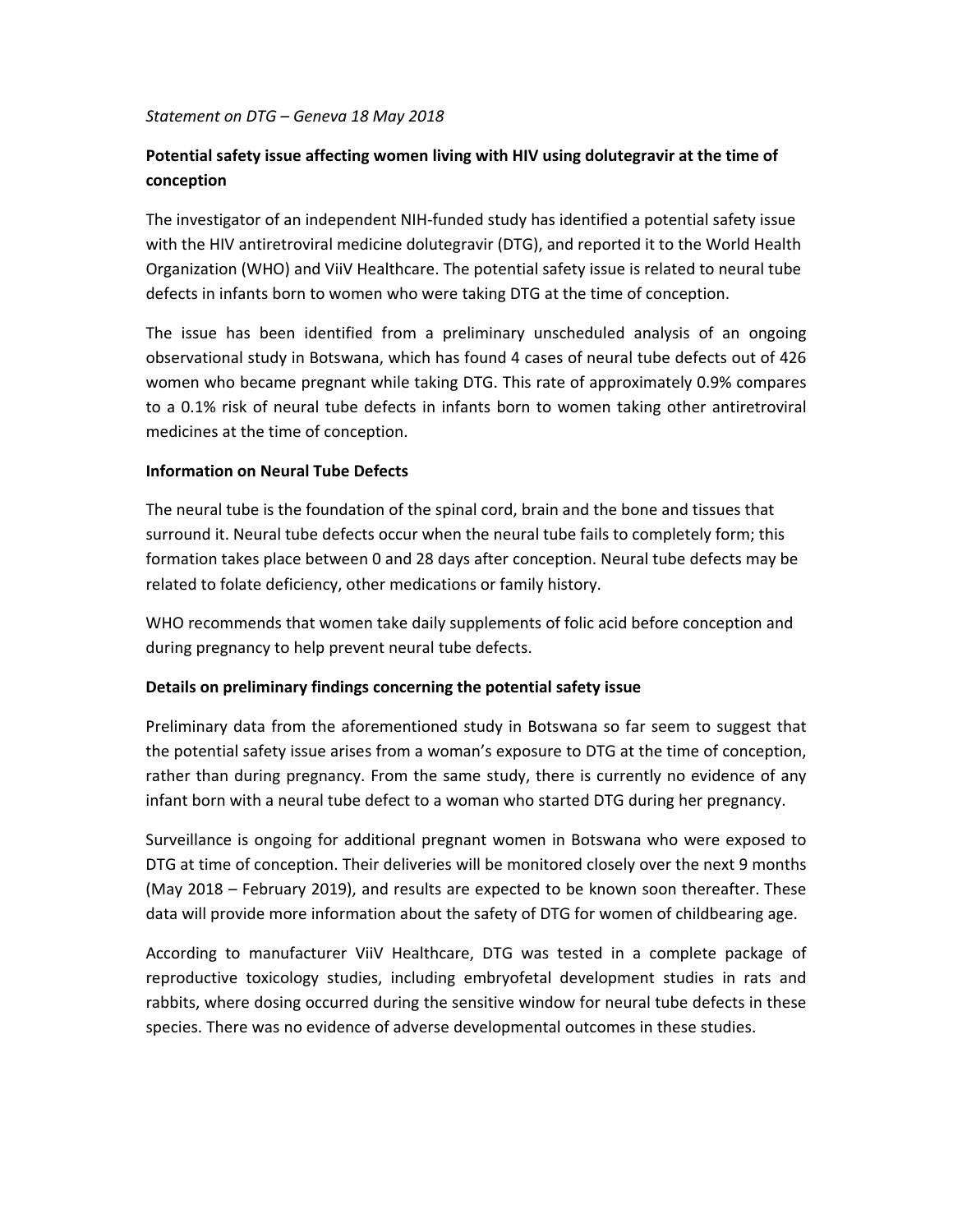*Statement on DTG – Geneva 18 May 2018*

# Potential safety issue affecting women living with HIV using dolutegravir at the time of conception

The investigator of an independent NIH-funded study has identified a potential safety issue with the HIV antiretroviral medicine dolutegravir (DTG), and reported it to the World Health Organization (WHO) and ViiV Healthcare. The potential safety issue is related to neural tube defects in infants born to women who were taking DTG at the time of conception.

The issue has been identified from a preliminary unscheduled analysis of an ongoing observational study in Botswana, which has found 4 cases of neural tube defects out of 426 women who became pregnant while taking DTG. This rate of approximately 0.9% compares to a 0.1% risk of neural tube defects in infants born to women taking other antiretroviral medicines at the time of conception.

## Information on Neural Tube Defects

The neural tube is the foundation of the spinal cord, brain and the bone and tissues that surround it. Neural tube defects occur when the neural tube fails to completely form; this formation takes place between 0 and 28 days after conception. Neural tube defects may be related to folate deficiency, other medications or family history.

WHO recommends that women take daily supplements of folic acid before conception and during pregnancy to help prevent neural tube defects.

## Details on preliminary findings concerning the potential safety issue

Preliminary data from the aforementioned study in Botswana so far seem to suggest that the potential safety issue arises from a woman's exposure to DTG at the time of conception, rather than during pregnancy. From the same study, there is currently no evidence of any infant born with a neural tube defect to a woman who started DTG during her pregnancy.

Surveillance is ongoing for additional pregnant women in Botswana who were exposed to DTG at time of conception. Their deliveries will be monitored closely over the next 9 months (May 2018 – February 2019), and results are expected to be known soon thereafter. These data will provide more information about the safety of DTG for women of childbearing age.

According to manufacturer ViiV Healthcare, DTG was tested in a complete package of reproductive toxicology studies, including embryofetal development studies in rats and rabbits, where dosing occurred during the sensitive window for neural tube defects in these species. There was no evidence of adverse developmental outcomes in these studies.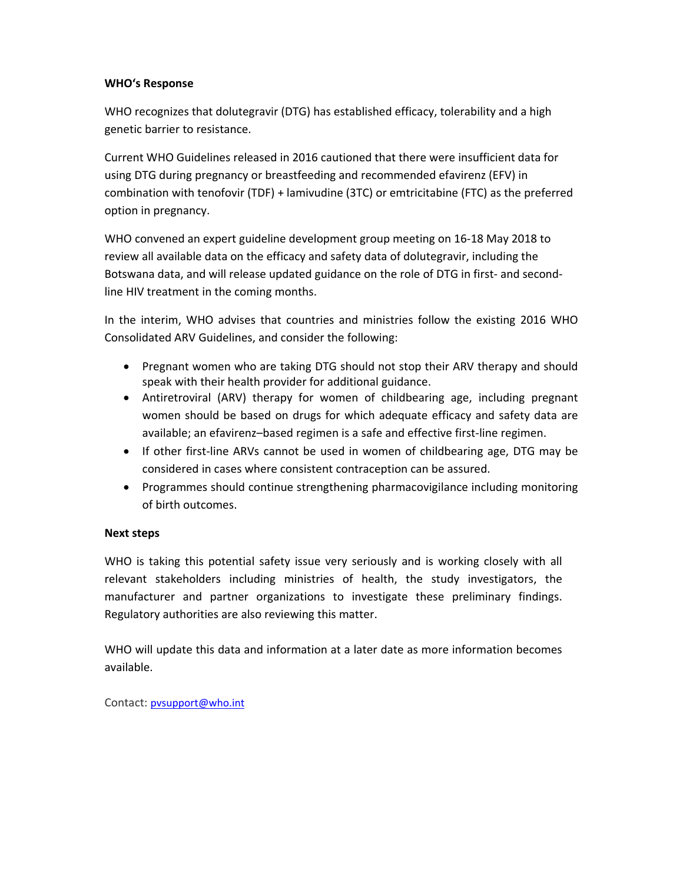**WHO's Response**

WHO recognizes that dolutegravir (DTG) has established efficacy, tolerability and a high genetic barrier to resistance.

Current WHO Guidelines released in 2016 cautioned that there were insufficient data for using DTG during pregnancy or breastfeeding and recommended efavirenz (EFV) in combination with tenofovir (TDF) + lamivudine (3TC) or emtricitabine (FTC) as the preferred option in pregnancy.

WHO convened an expert guideline development group meeting on 16-18 May 2018 to review all available data on the efficacy and safety data of dolutegravir, including the Botswana data, and will release updated guidance on the role of DTG in first- and second-line HIV treatment in the coming months.

In the interim, WHO advises that countries and ministries follow the existing 2016 WHO Consolidated ARV Guidelines, and consider the following:

- Pregnant women who are taking DTG should not stop their ARV therapy and should speak with their health provider for additional guidance.
- Antiretroviral (ARV) therapy for women of childbearing age, including pregnant women should be based on drugs for which adequate efficacy and safety data are available; an efavirenz–based regimen is a safe and effective first-line regimen.
- If other first-line ARVs cannot be used in women of childbearing age, DTG may be considered in cases where consistent contraception can be assured.
- Programmes should continue strengthening pharmacovigilance including monitoring of birth outcomes.

**Next steps**

WHO is taking this potential safety issue very seriously and is working closely with all relevant stakeholders including ministries of health, the study investigators, the manufacturer and partner organizations to investigate these preliminary findings. Regulatory authorities are also reviewing this matter.

WHO will update this data and information at a later date as more information becomes available.

Contact: pvsupport@who.int